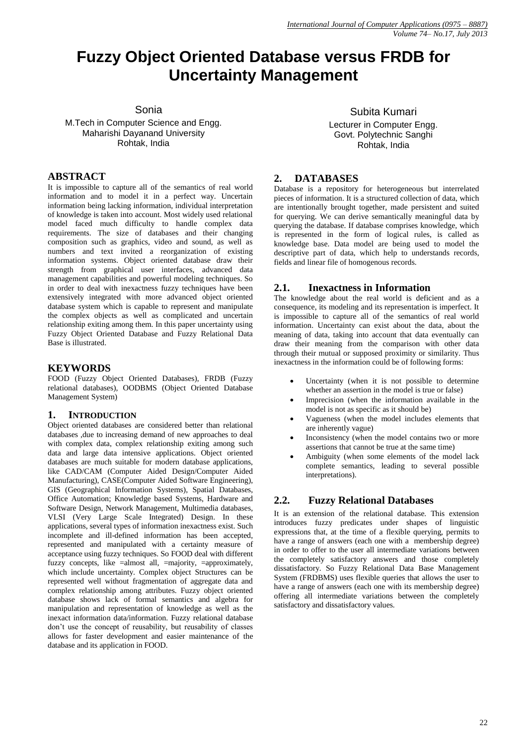# Fuzzy Object Oriented Database versus FRDB for Uncertainty Management

Sonia
M.Tech in Computer Science and Engg.
Maharishi Dayanand University
Rohtak, India

Subita Kumari
Lecturer in Computer Engg.
Govt. Polytechnic Sanghi
Rohtak, India

## ABSTRACT

It is impossible to capture all of the semantics of real world information and to model it in a perfect way. Uncertain information being lacking information, individual interpretation of knowledge is taken into account. Most widely used relational model faced much difficulty to handle complex data requirements. The size of databases and their changing composition such as graphics, video and sound, as well as numbers and text invited a reorganization of existing information systems. Object oriented database draw their strength from graphical user interfaces, advanced data management capabilities and powerful modeling techniques. So in order to deal with inexactness fuzzy techniques have been extensively integrated with more advanced object oriented database system which is capable to represent and manipulate the complex objects as well as complicated and uncertain relationship exiting among them. In this paper uncertainty using Fuzzy Object Oriented Database and Fuzzy Relational Data Base is illustrated.

## KEYWORDS

FOOD (Fuzzy Object Oriented Databases), FRDB (Fuzzy relational databases), OODBMS (Object Oriented Database Management System)

## 1. INTRODUCTION

Object oriented databases are considered better than relational databases ,due to increasing demand of new approaches to deal with complex data, complex relationship exiting among such data and large data intensive applications. Object oriented databases are much suitable for modern database applications, like CAD/CAM (Computer Aided Design/Computer Aided Manufacturing), CASE(Computer Aided Software Engineering), GIS (Geographical Information Systems), Spatial Databases, Office Automation; Knowledge based Systems, Hardware and Software Design, Network Management, Multimedia databases, VLSI (Very Large Scale Integrated) Design. In these applications, several types of information inexactness exist. Such incomplete and ill-defined information has been accepted, represented and manipulated with a certainty measure of acceptance using fuzzy techniques. So FOOD deal with different fuzzy concepts, like =almost all, =majority, =approximately, which include uncertainty. Complex object Structures can be represented well without fragmentation of aggregate data and complex relationship among attributes. Fuzzy object oriented database shows lack of formal semantics and algebra for manipulation and representation of knowledge as well as the inexact information data/information. Fuzzy relational database don't use the concept of reusability, but reusability of classes allows for faster development and easier maintenance of the database and its application in FOOD.

## 2. DATABASES

Database is a repository for heterogeneous but interrelated pieces of information. It is a structured collection of data, which are intentionally brought together, made persistent and suited for querying. We can derive semantically meaningful data by querying the database. If database comprises knowledge, which is represented in the form of logical rules, is called as knowledge base. Data model are being used to model the descriptive part of data, which help to understands records, fields and linear file of homogenous records.

### 2.1. Inexactness in Information

The knowledge about the real world is deficient and as a consequence, its modeling and its representation is imperfect. It is impossible to capture all of the semantics of real world information. Uncertainty can exist about the data, about the meaning of data, taking into account that data eventually can draw their meaning from the comparison with other data through their mutual or supposed proximity or similarity. Thus inexactness in the information could be of following forms:

- Uncertainty (when it is not possible to determine whether an assertion in the model is true or false)
- Imprecision (when the information available in the model is not as specific as it should be)
- Vagueness (when the model includes elements that are inherently vague)
- Inconsistency (when the model contains two or more assertions that cannot be true at the same time)
- Ambiguity (when some elements of the model lack complete semantics, leading to several possible interpretations).

### 2.2. Fuzzy Relational Databases

It is an extension of the relational database. This extension introduces fuzzy predicates under shapes of linguistic expressions that, at the time of a flexible querying, permits to have a range of answers (each one with a membership degree) in order to offer to the user all intermediate variations between the completely satisfactory answers and those completely dissatisfactory. So Fuzzy Relational Data Base Management System (FRDBMS) uses flexible queries that allows the user to have a range of answers (each one with its membership degree) offering all intermediate variations between the completely satisfactory and dissatisfactory values.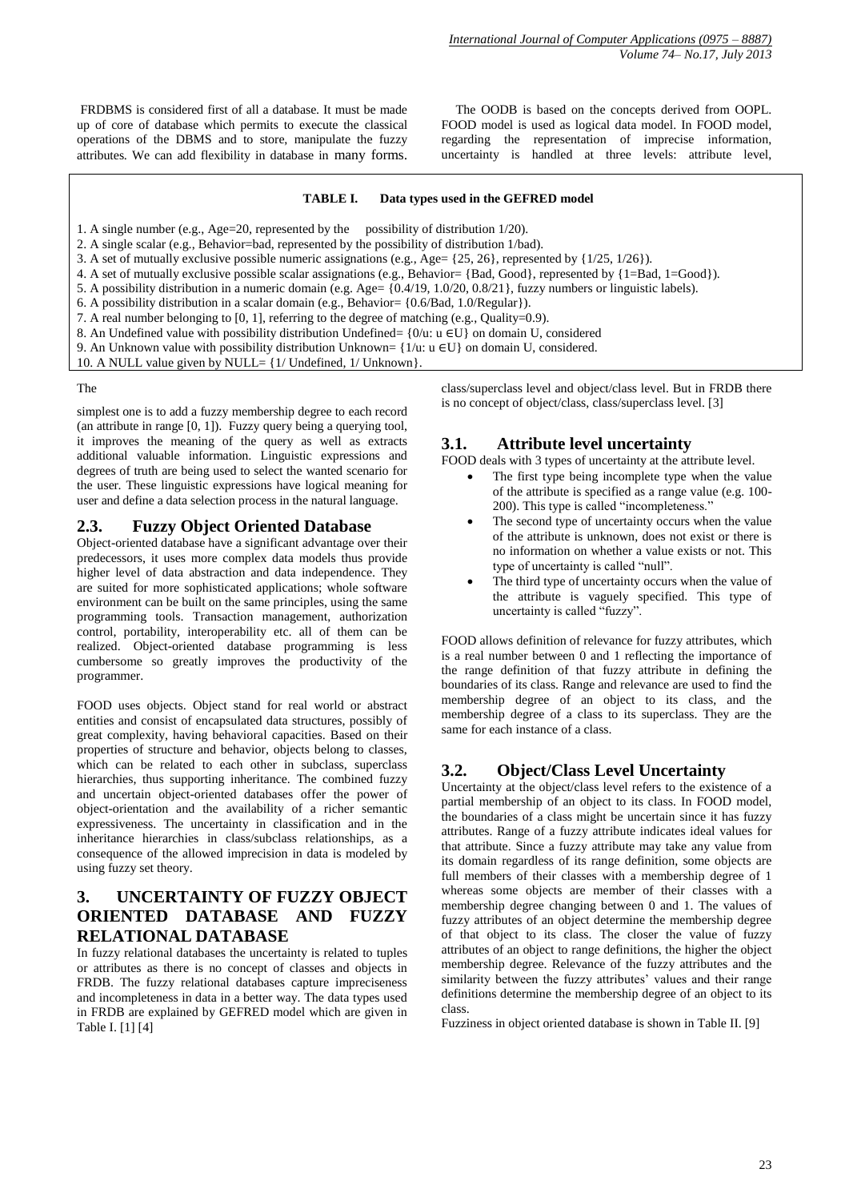FRDBMS is considered first of all a database. It must be made up of core of database which permits to execute the classical operations of the DBMS and to store, manipulate the fuzzy attributes. We can add flexibility in database in many forms. The simplest one is to add a fuzzy membership degree to each record (an attribute in range [0, 1]). Fuzzy query being a querying tool, it improves the meaning of the query as well as extracts additional valuable information. Linguistic expressions and degrees of truth are being used to select the wanted scenario for the user. These linguistic expressions have logical meaning for user and define a data selection process in the natural language.

## 2.3. Fuzzy Object Oriented Database

Object-oriented database have a significant advantage over their predecessors, it uses more complex data models thus provide higher level of data abstraction and data independence. They are suited for more sophisticated applications; whole software environment can be built on the same principles, using the same programming tools. Transaction management, authorization control, portability, interoperability etc. all of them can be realized. Object-oriented database programming is less cumbersome so greatly improves the productivity of the programmer.

FOOD uses objects. Object stand for real world or abstract entities and consist of encapsulated data structures, possibly of great complexity, having behavioral capacities. Based on their properties of structure and behavior, objects belong to classes, which can be related to each other in subclass, superclass hierarchies, thus supporting inheritance. The combined fuzzy and uncertain object-oriented databases offer the power of object-orientation and the availability of a richer semantic expressiveness. The uncertainty in classification and in the inheritance hierarchies in class/subclass relationships, as a consequence of the allowed imprecision in data is modeled by using fuzzy set theory.

# 3. UNCERTAINTY OF FUZZY OBJECT ORIENTED DATABASE AND FUZZY RELATIONAL DATABASE

In fuzzy relational databases the uncertainty is related to tuples or attributes as there is no concept of classes and objects in FRDB. The fuzzy relational databases capture impreciseness and incompleteness in data in a better way. The data types used in FRDB are explained by GEFRED model which are given in Table I. [1] [4]

**TABLE I. Data types used in the GEFRED model**

1. A single number (e.g., Age=20, represented by the possibility of distribution 1/20).
2. A single scalar (e.g., Behavior=bad, represented by the possibility of distribution 1/bad).
3. A set of mutually exclusive possible numeric assignations (e.g., Age= {25, 26}, represented by {1/25, 1/26}).
4. A set of mutually exclusive possible scalar assignations (e.g., Behavior= {Bad, Good}, represented by {1=Bad, 1=Good}).
5. A possibility distribution in a numeric domain (e.g. Age= {0.4/19, 1.0/20, 0.8/21}, fuzzy numbers or linguistic labels).
6. A possibility distribution in a scalar domain (e.g., Behavior= {0.6/Bad, 1.0/Regular}).
7. A real number belonging to [0, 1], referring to the degree of matching (e.g., Quality=0.9).
8. An Undefined value with possibility distribution Undefined= {0/u: u ∈U} on domain U, considered
9. An Unknown value with possibility distribution Unknown= {1/u: u ∈U} on domain U, considered.
10. A NULL value given by NULL= {1/ Undefined, 1/ Unknown}.

The OODB is based on the concepts derived from OOPL. FOOD model is used as logical data model. In FOOD model, regarding the representation of imprecise information, uncertainty is handled at three levels: attribute level, class/superclass level and object/class level. But in FRDB there is no concept of object/class, class/superclass level. [3]

## 3.1. Attribute level uncertainty

FOOD deals with 3 types of uncertainty at the attribute level.

- The first type being incomplete type when the value of the attribute is specified as a range value (e.g. 100-200). This type is called "incompleteness."
- The second type of uncertainty occurs when the value of the attribute is unknown, does not exist or there is no information on whether a value exists or not. This type of uncertainty is called "null".
- The third type of uncertainty occurs when the value of the attribute is vaguely specified. This type of uncertainty is called "fuzzy".

FOOD allows definition of relevance for fuzzy attributes, which is a real number between 0 and 1 reflecting the importance of the range definition of that fuzzy attribute in defining the boundaries of its class. Range and relevance are used to find the membership degree of an object to its class, and the membership degree of a class to its superclass. They are the same for each instance of a class.

## 3.2. Object/Class Level Uncertainty

Uncertainty at the object/class level refers to the existence of a partial membership of an object to its class. In FOOD model, the boundaries of a class might be uncertain since it has fuzzy attributes. Range of a fuzzy attribute indicates ideal values for that attribute. Since a fuzzy attribute may take any value from its domain regardless of its range definition, some objects are full members of their classes with a membership degree of 1 whereas some objects are member of their classes with a membership degree changing between 0 and 1. The values of fuzzy attributes of an object determine the membership degree of that object to its class. The closer the value of fuzzy attributes of an object to range definitions, the higher the object membership degree. Relevance of the fuzzy attributes and the similarity between the fuzzy attributes' values and their range definitions determine the membership degree of an object to its class.

Fuzziness in object oriented database is shown in Table II. [9]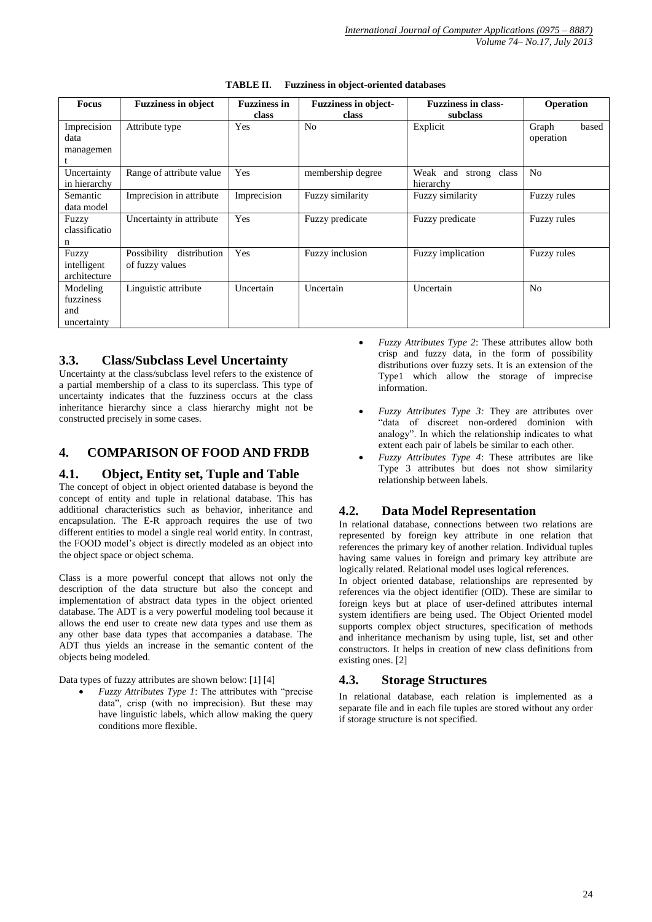TABLE II. Fuzziness in object-oriented databases

| Focus | Fuzziness in object | Fuzziness in class | Fuzziness in object-class | Fuzziness in class-subclass | Operation |
|---|---|---|---|---|---|
| Imprecision data management | Attribute type | Yes | No | Explicit | Graph based operation |
| Uncertainty in hierarchy | Range of attribute value | Yes | membership degree | Weak and strong class hierarchy | No |
| Semantic data model | Imprecision in attribute | Imprecision | Fuzzy similarity | Fuzzy similarity | Fuzzy rules |
| Fuzzy classification | Uncertainty in attribute | Yes | Fuzzy predicate | Fuzzy predicate | Fuzzy rules |
| Fuzzy intelligent architecture | Possibility distribution of fuzzy values | Yes | Fuzzy inclusion | Fuzzy implication | Fuzzy rules |
| Modeling fuzziness and uncertainty | Linguistic attribute | Uncertain | Uncertain | Uncertain | No |

### 3.3. Class/Subclass Level Uncertainty

Uncertainty at the class/subclass level refers to the existence of a partial membership of a class to its superclass. This type of uncertainty indicates that the fuzziness occurs at the class inheritance hierarchy since a class hierarchy might not be constructed precisely in some cases.

## 4. COMPARISON OF FOOD AND FRDB

### 4.1. Object, Entity set, Tuple and Table

The concept of object in object oriented database is beyond the concept of entity and tuple in relational database. This has additional characteristics such as behavior, inheritance and encapsulation. The E-R approach requires the use of two different entities to model a single real world entity. In contrast, the FOOD model's object is directly modeled as an object into the object space or object schema.

Class is a more powerful concept that allows not only the description of the data structure but also the concept and implementation of abstract data types in the object oriented database. The ADT is a very powerful modeling tool because it allows the end user to create new data types and use them as any other base data types that accompanies a database. The ADT thus yields an increase in the semantic content of the objects being modeled.

Data types of fuzzy attributes are shown below: [1] [4]

- *Fuzzy Attributes Type 1*: The attributes with "precise data", crisp (with no imprecision). But these may have linguistic labels, which allow making the query conditions more flexible.
- *Fuzzy Attributes Type 2*: These attributes allow both crisp and fuzzy data, in the form of possibility distributions over fuzzy sets. It is an extension of the Type1 which allow the storage of imprecise information.
- *Fuzzy Attributes Type 3:* They are attributes over "data of discreet non-ordered dominion with analogy". In which the relationship indicates to what extent each pair of labels be similar to each other.
- *Fuzzy Attributes Type 4*: These attributes are like Type 3 attributes but does not show similarity relationship between labels.

### 4.2. Data Model Representation

In relational database, connections between two relations are represented by foreign key attribute in one relation that references the primary key of another relation. Individual tuples having same values in foreign and primary key attribute are logically related. Relational model uses logical references.

In object oriented database, relationships are represented by references via the object identifier (OID). These are similar to foreign keys but at place of user-defined attributes internal system identifiers are being used. The Object Oriented model supports complex object structures, specification of methods and inheritance mechanism by using tuple, list, set and other constructors. It helps in creation of new class definitions from existing ones. [2]

### 4.3. Storage Structures

In relational database, each relation is implemented as a separate file and in each file tuples are stored without any order if storage structure is not specified.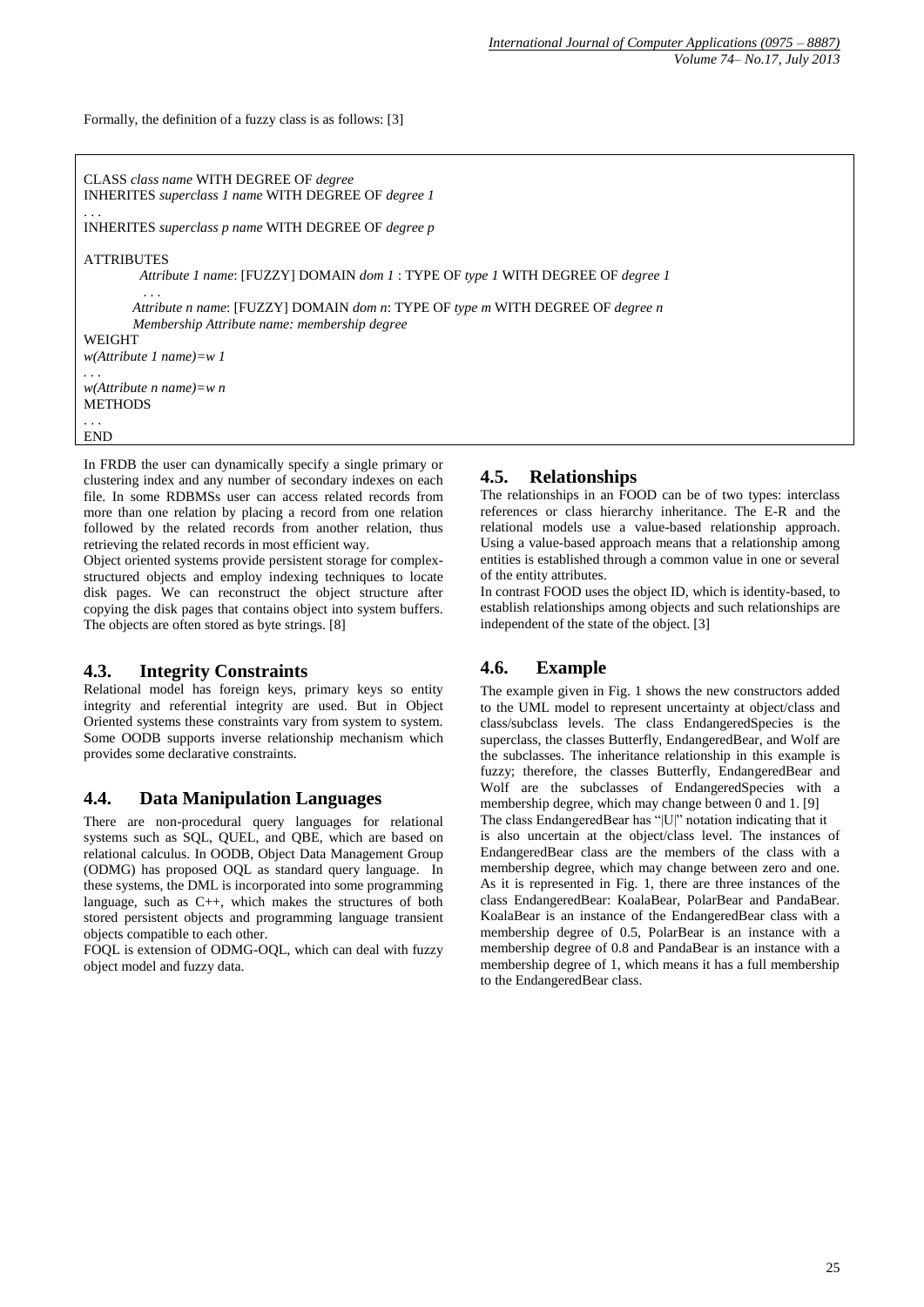Formally, the definition of a fuzzy class is as follows: [3]

```
CLASS class name WITH DEGREE OF degree
INHERITES superclass 1 name WITH DEGREE OF degree 1
. . .
INHERITES superclass p name WITH DEGREE OF degree p

ATTRIBUTES
        Attribute 1 name: [FUZZY] DOMAIN dom 1 : TYPE OF type 1 WITH DEGREE OF degree 1
         . . .
       Attribute n name: [FUZZY] DOMAIN dom n: TYPE OF type m WITH DEGREE OF degree n
       Membership Attribute name: membership degree
WEIGHT
w(Attribute 1 name)=w 1
. . .
w(Attribute n name)=w n
METHODS
. . .
END
```

In FRDB the user can dynamically specify a single primary or clustering index and any number of secondary indexes on each file. In some RDBMSs user can access related records from more than one relation by placing a record from one relation followed by the related records from another relation, thus retrieving the related records in most efficient way.

Object oriented systems provide persistent storage for complex-structured objects and employ indexing techniques to locate disk pages. We can reconstruct the object structure after copying the disk pages that contains object into system buffers. The objects are often stored as byte strings. [8]

### 4.3. Integrity Constraints

Relational model has foreign keys, primary keys so entity integrity and referential integrity are used. But in Object Oriented systems these constraints vary from system to system. Some OODB supports inverse relationship mechanism which provides some declarative constraints.

### 4.4. Data Manipulation Languages

There are non-procedural query languages for relational systems such as SQL, QUEL, and QBE, which are based on relational calculus. In OODB, Object Data Management Group (ODMG) has proposed OQL as standard query language. In these systems, the DML is incorporated into some programming language, such as C++, which makes the structures of both stored persistent objects and programming language transient objects compatible to each other.

FOQL is extension of ODMG-OQL, which can deal with fuzzy object model and fuzzy data.

### 4.5. Relationships

The relationships in an FOOD can be of two types: interclass references or class hierarchy inheritance. The E-R and the relational models use a value-based relationship approach. Using a value-based approach means that a relationship among entities is established through a common value in one or several of the entity attributes.

In contrast FOOD uses the object ID, which is identity-based, to establish relationships among objects and such relationships are independent of the state of the object. [3]

### 4.6. Example

The example given in Fig. 1 shows the new constructors added to the UML model to represent uncertainty at object/class and class/subclass levels. The class EndangeredSpecies is the superclass, the classes Butterfly, EndangeredBear, and Wolf are the subclasses. The inheritance relationship in this example is fuzzy; therefore, the classes Butterfly, EndangeredBear and Wolf are the subclasses of EndangeredSpecies with a membership degree, which may change between 0 and 1. [9]

The class EndangeredBear has "|U|" notation indicating that it is also uncertain at the object/class level. The instances of EndangeredBear class are the members of the class with a membership degree, which may change between zero and one. As it is represented in Fig. 1, there are three instances of the class EndangeredBear: KoalaBear, PolarBear and PandaBear. KoalaBear is an instance of the EndangeredBear class with a membership degree of 0.5, PolarBear is an instance with a membership degree of 0.8 and PandaBear is an instance with a membership degree of 1, which means it has a full membership to the EndangeredBear class.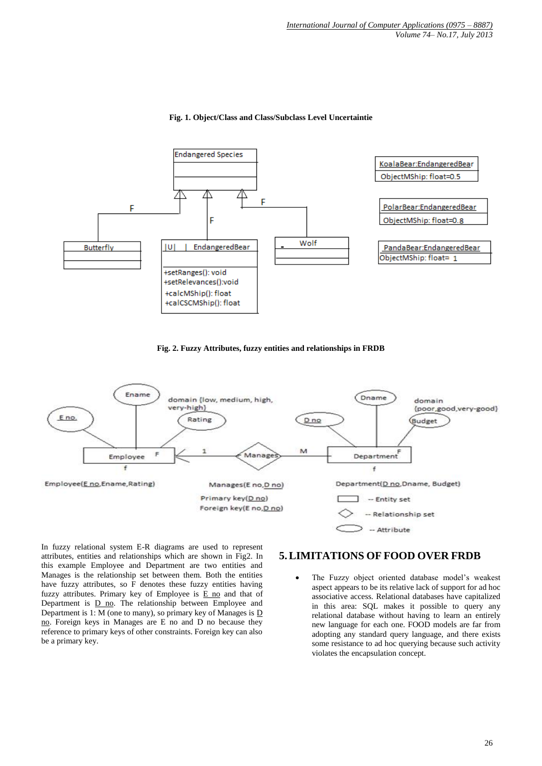**Fig. 1. Object/Class and Class/Subclass Level Uncertaintie**

**Fig. 2. Fuzzy Attributes, fuzzy entities and relationships in FRDB**

In fuzzy relational system E-R diagrams are used to represent attributes, entities and relationships which are shown in Fig2. In this example Employee and Department are two entities and Manages is the relationship set between them. Both the entities have fuzzy attributes, so F denotes these fuzzy entities having fuzzy attributes. Primary key of Employee is <u>E no</u> and that of Department is <u>D no</u>. The relationship between Employee and Department is 1: M (one to many), so primary key of Manages is <u>D no</u>. Foreign keys in Manages are E no and D no because they reference to primary keys of other constraints. Foreign key can also be a primary key.

## 5. LIMITATIONS OF FOOD OVER FRDB

- The Fuzzy object oriented database model's weakest aspect appears to be its relative lack of support for ad hoc associative access. Relational databases have capitalized in this area: SQL makes it possible to query any relational database without having to learn an entirely new language for each one. FOOD models are far from adopting any standard query language, and there exists some resistance to ad hoc querying because such activity violates the encapsulation concept.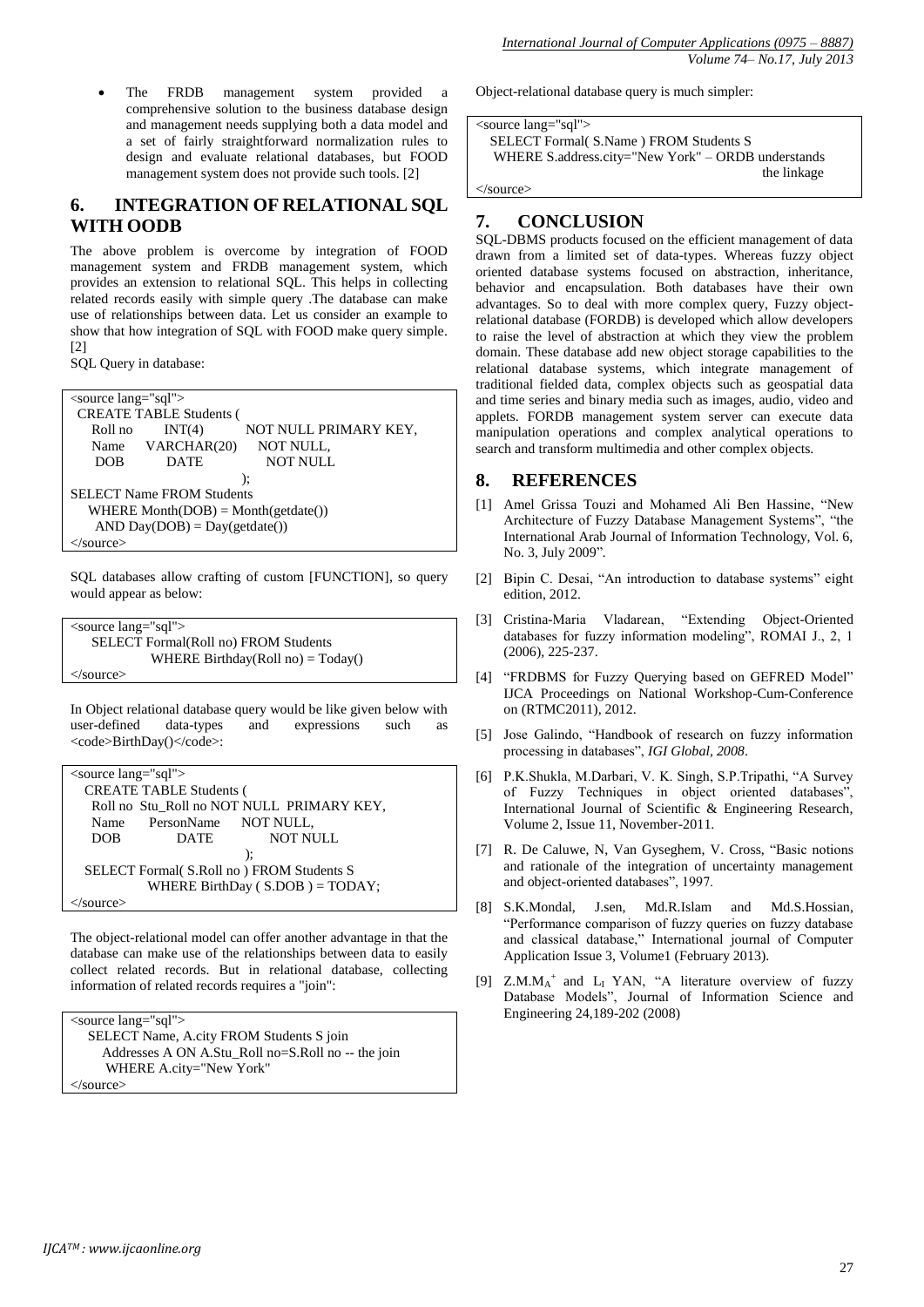- The FRDB management system provided a comprehensive solution to the business database design and management needs supplying both a data model and a set of fairly straightforward normalization rules to design and evaluate relational databases, but FOOD management system does not provide such tools. [2]

## 6. INTEGRATION OF RELATIONAL SQL WITH OODB

The above problem is overcome by integration of FOOD management system and FRDB management system, which provides an extension to relational SQL. This helps in collecting related records easily with simple query .The database can make use of relationships between data. Let us consider an example to show that how integration of SQL with FOOD make query simple. [2]

SQL Query in database:

```
<source lang="sql">
  CREATE TABLE Students (
    Roll no     INT(4)         NOT NULL PRIMARY KEY,
    Name     VARCHAR(20)     NOT NULL,
    DOB          DATE              NOT NULL
                              );
SELECT Name FROM Students
   WHERE Month(DOB) = Month(getdate())
    AND Day(DOB) = Day(getdate())
</source>
```

SQL databases allow crafting of custom [FUNCTION], so query would appear as below:

```
<source lang="sql">
    SELECT Formal(Roll no) FROM Students
              WHERE Birthday(Roll no) = Today()
</source>
```

In Object relational database query would be like given below with user-defined data-types and expressions such as <code>BirthDay()</code>:

```
<source lang="sql">
   CREATE TABLE Students (
     Roll no  Stu_Roll no NOT NULL  PRIMARY KEY,
     Name     PersonName     NOT NULL,
     DOB            DATE              NOT NULL
                                  );
   SELECT Formal( S.Roll no ) FROM Students S
              WHERE BirthDay ( S.DOB ) = TODAY;
</source>
```

The object-relational model can offer another advantage in that the database can make use of the relationships between data to easily collect related records. But in relational database, collecting information of related records requires a "join":

```
<source lang="sql">
    SELECT Name, A.city FROM Students S join
       Addresses A ON A.Stu_Roll no=S.Roll no -- the join
        WHERE A.city="New York"
</source>
```

Object-relational database query is much simpler:

```
<source lang="sql">
   SELECT Formal( S.Name ) FROM Students S
    WHERE S.address.city="New York" – ORDB understands
                                                        the linkage
</source>
```

## 7. CONCLUSION

SQL-DBMS products focused on the efficient management of data drawn from a limited set of data-types. Whereas fuzzy object oriented database systems focused on abstraction, inheritance, behavior and encapsulation. Both databases have their own advantages. So to deal with more complex query, Fuzzy object-relational database (FORDB) is developed which allow developers to raise the level of abstraction at which they view the problem domain. These database add new object storage capabilities to the relational database systems, which integrate management of traditional fielded data, complex objects such as geospatial data and time series and binary media such as images, audio, video and applets. FORDB management system server can execute data manipulation operations and complex analytical operations to search and transform multimedia and other complex objects.

## 8. REFERENCES

[1] Amel Grissa Touzi and Mohamed Ali Ben Hassine, "New Architecture of Fuzzy Database Management Systems", "the International Arab Journal of Information Technology, Vol. 6, No. 3, July 2009".

[2] Bipin C. Desai, "An introduction to database systems" eight edition, 2012.

[3] Cristina-Maria Vladarean, "Extending Object-Oriented databases for fuzzy information modeling", ROMAI J., 2, 1 (2006), 225-237.

[4] "FRDBMS for Fuzzy Querying based on GEFRED Model" IJCA Proceedings on National Workshop-Cum-Conference on (RTMC2011), 2012.

[5] Jose Galindo, "Handbook of research on fuzzy information processing in databases", *IGI Global, 2008*.

[6] P.K.Shukla, M.Darbari, V. K. Singh, S.P.Tripathi, "A Survey of Fuzzy Techniques in object oriented databases", International Journal of Scientific & Engineering Research, Volume 2, Issue 11, November-2011.

[7] R. De Caluwe, N, Van Gyseghem, V. Cross, "Basic notions and rationale of the integration of uncertainty management and object-oriented databases", 1997.

[8] S.K.Mondal, J.sen, Md.R.Islam and Md.S.Hossian, "Performance comparison of fuzzy queries on fuzzy database and classical database," International journal of Computer Application Issue 3, Volume1 (February 2013).

[9] $Z.M.M_A^+$ and $L_I$ YAN, "A literature overview of fuzzy Database Models", Journal of Information Science and Engineering 24,189-202 (2008)